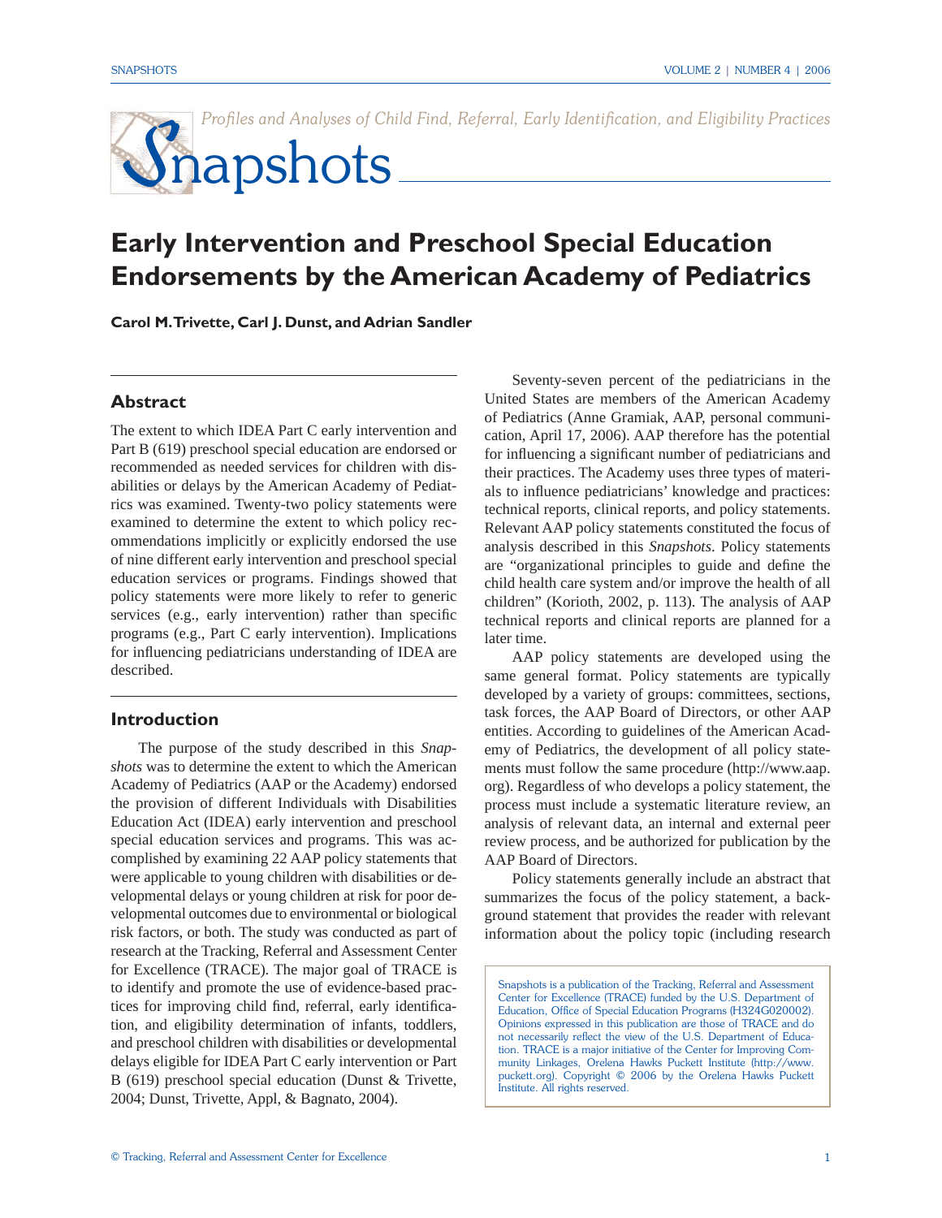*Profiles and Analyses of Child Find, Referral, Early Identification, and Eligibility Practices*

# Snapshots

## Early Intervention and Preschool Special Education Endorsements by the American Academy of Pediatrics

**Carol M. Trivette, Carl J. Dunst, and Adrian Sandler**

### Abstract

The extent to which IDEA Part C early intervention and Part B (619) preschool special education are endorsed or recommended as needed services for children with disabilities or delays by the American Academy of Pediatrics was examined. Twenty-two policy statements were examined to determine the extent to which policy recommendations implicitly or explicitly endorsed the use of nine different early intervention and preschool special education services or programs. Findings showed that policy statements were more likely to refer to generic services (e.g., early intervention) rather than specific programs (e.g., Part C early intervention). Implications for influencing pediatricians understanding of IDEA are described.

### Introduction

The purpose of the study described in this *Snapshots* was to determine the extent to which the American Academy of Pediatrics (AAP or the Academy) endorsed the provision of different Individuals with Disabilities Education Act (IDEA) early intervention and preschool special education services and programs. This was accomplished by examining 22 AAP policy statements that were applicable to young children with disabilities or developmental delays or young children at risk for poor developmental outcomes due to environmental or biological risk factors, or both. The study was conducted as part of research at the Tracking, Referral and Assessment Center for Excellence (TRACE). The major goal of TRACE is to identify and promote the use of evidence-based practices for improving child find, referral, early identification, and eligibility determination of infants, toddlers, and preschool children with disabilities or developmental delays eligible for IDEA Part C early intervention or Part B (619) preschool special education (Dunst & Trivette, 2004; Dunst, Trivette, Appl, & Bagnato, 2004).

Seventy-seven percent of the pediatricians in the United States are members of the American Academy of Pediatrics (Anne Gramiak, AAP, personal communication, April 17, 2006). AAP therefore has the potential for influencing a significant number of pediatricians and their practices. The Academy uses three types of materials to influence pediatricians' knowledge and practices: technical reports, clinical reports, and policy statements. Relevant AAP policy statements constituted the focus of analysis described in this *Snapshots*. Policy statements are "organizational principles to guide and define the child health care system and/or improve the health of all children" (Korioth, 2002, p. 113). The analysis of AAP technical reports and clinical reports are planned for a later time.

AAP policy statements are developed using the same general format. Policy statements are typically developed by a variety of groups: committees, sections, task forces, the AAP Board of Directors, or other AAP entities. According to guidelines of the American Academy of Pediatrics, the development of all policy statements must follow the same procedure (http://www.aap.org). Regardless of who develops a policy statement, the process must include a systematic literature review, an analysis of relevant data, an internal and external peer review process, and be authorized for publication by the AAP Board of Directors.

Policy statements generally include an abstract that summarizes the focus of the policy statement, a background statement that provides the reader with relevant information about the policy topic (including research

Snapshots is a publication of the Tracking, Referral and Assessment Center for Excellence (TRACE) funded by the U.S. Department of Education, Office of Special Education Programs (H324G020002). Opinions expressed in this publication are those of TRACE and do not necessarily reflect the view of the U.S. Department of Education. TRACE is a major initiative of the Center for Improving Community Linkages, Orelena Hawks Puckett Institute (http://www.puckett.org). Copyright © 2006 by the Orelena Hawks Puckett Institute. All rights reserved.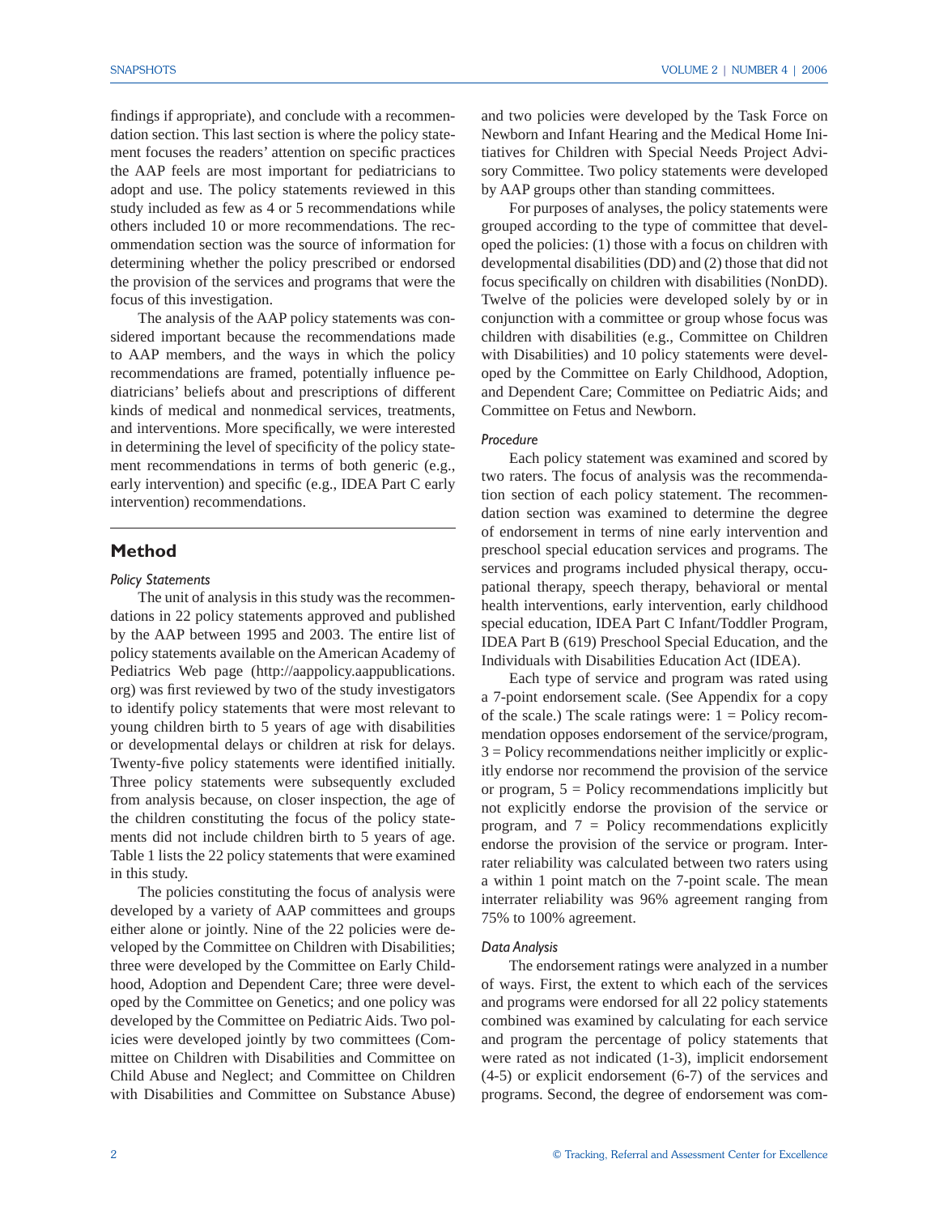findings if appropriate), and conclude with a recommendation section. This last section is where the policy statement focuses the readers' attention on specific practices the AAP feels are most important for pediatricians to adopt and use. The policy statements reviewed in this study included as few as 4 or 5 recommendations while others included 10 or more recommendations. The recommendation section was the source of information for determining whether the policy prescribed or endorsed the provision of the services and programs that were the focus of this investigation.

The analysis of the AAP policy statements was considered important because the recommendations made to AAP members, and the ways in which the policy recommendations are framed, potentially influence pediatricians' beliefs about and prescriptions of different kinds of medical and nonmedical services, treatments, and interventions. More specifically, we were interested in determining the level of specificity of the policy statement recommendations in terms of both generic (e.g., early intervention) and specific (e.g., IDEA Part C early intervention) recommendations.

## Method

### *Policy Statements*

The unit of analysis in this study was the recommendations in 22 policy statements approved and published by the AAP between 1995 and 2003. The entire list of policy statements available on the American Academy of Pediatrics Web page (http://aappolicy.aappublications.org) was first reviewed by two of the study investigators to identify policy statements that were most relevant to young children birth to 5 years of age with disabilities or developmental delays or children at risk for delays. Twenty-five policy statements were identified initially. Three policy statements were subsequently excluded from analysis because, on closer inspection, the age of the children constituting the focus of the policy statements did not include children birth to 5 years of age. Table 1 lists the 22 policy statements that were examined in this study.

The policies constituting the focus of analysis were developed by a variety of AAP committees and groups either alone or jointly. Nine of the 22 policies were developed by the Committee on Children with Disabilities; three were developed by the Committee on Early Childhood, Adoption and Dependent Care; three were developed by the Committee on Genetics; and one policy was developed by the Committee on Pediatric Aids. Two policies were developed jointly by two committees (Committee on Children with Disabilities and Committee on Child Abuse and Neglect; and Committee on Children with Disabilities and Committee on Substance Abuse) and two policies were developed by the Task Force on Newborn and Infant Hearing and the Medical Home Initiatives for Children with Special Needs Project Advisory Committee. Two policy statements were developed by AAP groups other than standing committees.

For purposes of analyses, the policy statements were grouped according to the type of committee that developed the policies: (1) those with a focus on children with developmental disabilities (DD) and (2) those that did not focus specifically on children with disabilities (NonDD). Twelve of the policies were developed solely by or in conjunction with a committee or group whose focus was children with disabilities (e.g., Committee on Children with Disabilities) and 10 policy statements were developed by the Committee on Early Childhood, Adoption, and Dependent Care; Committee on Pediatric Aids; and Committee on Fetus and Newborn.

### *Procedure*

Each policy statement was examined and scored by two raters. The focus of analysis was the recommendation section of each policy statement. The recommendation section was examined to determine the degree of endorsement in terms of nine early intervention and preschool special education services and programs. The services and programs included physical therapy, occupational therapy, speech therapy, behavioral or mental health interventions, early intervention, early childhood special education, IDEA Part C Infant/Toddler Program, IDEA Part B (619) Preschool Special Education, and the Individuals with Disabilities Education Act (IDEA).

Each type of service and program was rated using a 7-point endorsement scale. (See Appendix for a copy of the scale.) The scale ratings were: 1 = Policy recommendation opposes endorsement of the service/program, 3 = Policy recommendations neither implicitly or explicitly endorse nor recommend the provision of the service or program, 5 = Policy recommendations implicitly but not explicitly endorse the provision of the service or program, and 7 = Policy recommendations explicitly endorse the provision of the service or program. Interrater reliability was calculated between two raters using a within 1 point match on the 7-point scale. The mean interrater reliability was 96% agreement ranging from 75% to 100% agreement.

### *Data Analysis*

The endorsement ratings were analyzed in a number of ways. First, the extent to which each of the services and programs were endorsed for all 22 policy statements combined was examined by calculating for each service and program the percentage of policy statements that were rated as not indicated (1-3), implicit endorsement (4-5) or explicit endorsement (6-7) of the services and programs. Second, the degree of endorsement was com-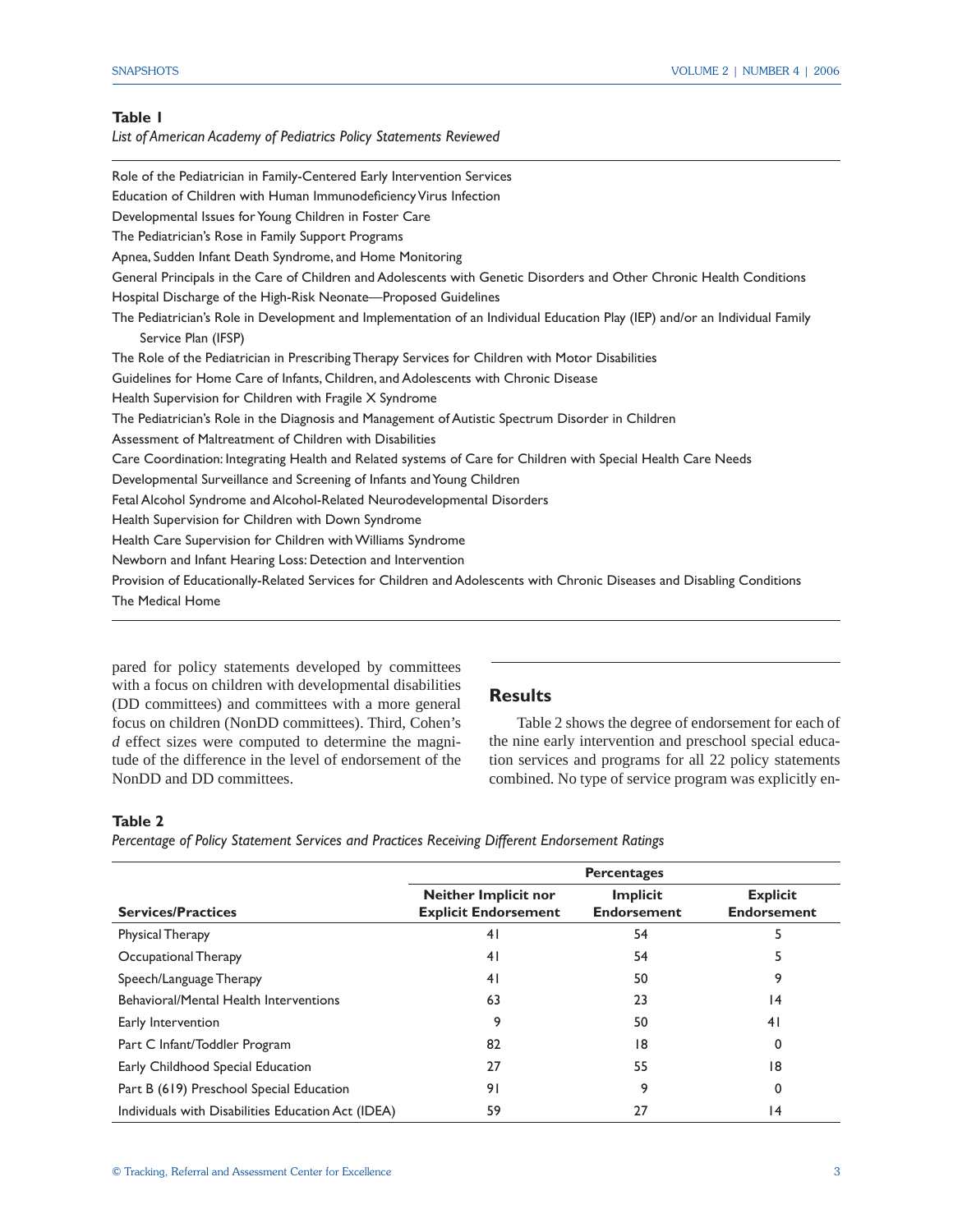**Table 1**

*List of American Academy of Pediatrics Policy Statements Reviewed*

| |
|---|
| Role of the Pediatrician in Family-Centered Early Intervention Services |
| Education of Children with Human Immunodeficiency Virus Infection |
| Developmental Issues for Young Children in Foster Care |
| The Pediatrician's Rose in Family Support Programs |
| Apnea, Sudden Infant Death Syndrome, and Home Monitoring |
| General Principals in the Care of Children and Adolescents with Genetic Disorders and Other Chronic Health Conditions |
| Hospital Discharge of the High-Risk Neonate—Proposed Guidelines |
| The Pediatrician's Role in Development and Implementation of an Individual Education Play (IEP) and/or an Individual Family Service Plan (IFSP) |
| The Role of the Pediatrician in Prescribing Therapy Services for Children with Motor Disabilities |
| Guidelines for Home Care of Infants, Children, and Adolescents with Chronic Disease |
| Health Supervision for Children with Fragile X Syndrome |
| The Pediatrician's Role in the Diagnosis and Management of Autistic Spectrum Disorder in Children |
| Assessment of Maltreatment of Children with Disabilities |
| Care Coordination: Integrating Health and Related systems of Care for Children with Special Health Care Needs |
| Developmental Surveillance and Screening of Infants and Young Children |
| Fetal Alcohol Syndrome and Alcohol-Related Neurodevelopmental Disorders |
| Health Supervision for Children with Down Syndrome |
| Health Care Supervision for Children with Williams Syndrome |
| Newborn and Infant Hearing Loss: Detection and Intervention |
| Provision of Educationally-Related Services for Children and Adolescents with Chronic Diseases and Disabling Conditions |
| The Medical Home |

pared for policy statements developed by committees with a focus on children with developmental disabilities (DD committees) and committees with a more general focus on children (NonDD committees). Third, Cohen's *d* effect sizes were computed to determine the magnitude of the difference in the level of endorsement of the NonDD and DD committees.

## Results

Table 2 shows the degree of endorsement for each of the nine early intervention and preschool special education services and programs for all 22 policy statements combined. No type of service program was explicitly en-

**Table 2**

*Percentage of Policy Statement Services and Practices Receiving Different Endorsement Ratings*

| | Percentages | | |
|---|---|---|---|
| **Services/Practices** | **Neither Implicit nor Explicit Endorsement** | **Implicit Endorsement** | **Explicit Endorsement** |
| Physical Therapy | 41 | 54 | 5 |
| Occupational Therapy | 41 | 54 | 5 |
| Speech/Language Therapy | 41 | 50 | 9 |
| Behavioral/Mental Health Interventions | 63 | 23 | 14 |
| Early Intervention | 9 | 50 | 41 |
| Part C Infant/Toddler Program | 82 | 18 | 0 |
| Early Childhood Special Education | 27 | 55 | 18 |
| Part B (619) Preschool Special Education | 91 | 9 | 0 |
| Individuals with Disabilities Education Act (IDEA) | 59 | 27 | 14 |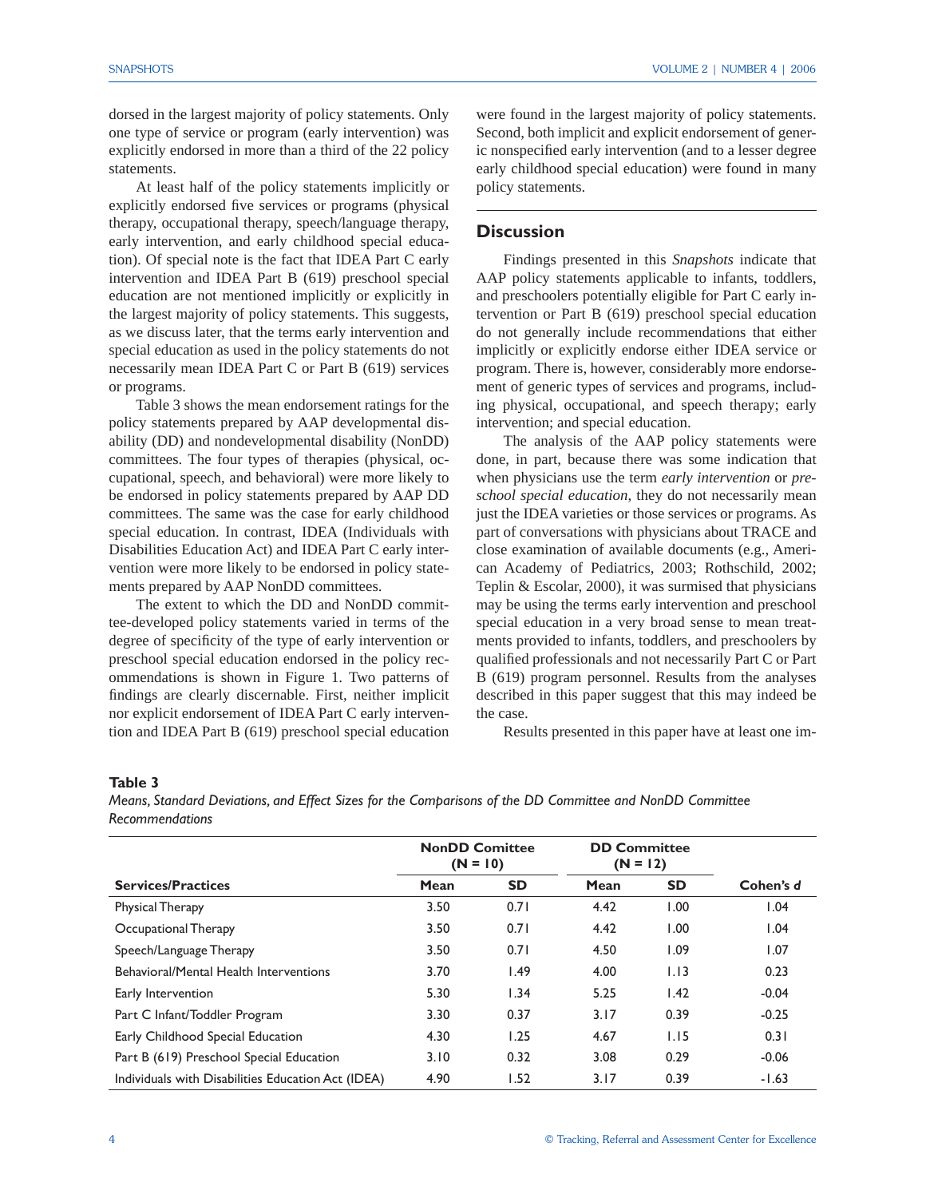dorsed in the largest majority of policy statements. Only one type of service or program (early intervention) was explicitly endorsed in more than a third of the 22 policy statements.

At least half of the policy statements implicitly or explicitly endorsed five services or programs (physical therapy, occupational therapy, speech/language therapy, early intervention, and early childhood special education). Of special note is the fact that IDEA Part C early intervention and IDEA Part B (619) preschool special education are not mentioned implicitly or explicitly in the largest majority of policy statements. This suggests, as we discuss later, that the terms early intervention and special education as used in the policy statements do not necessarily mean IDEA Part C or Part B (619) services or programs.

Table 3 shows the mean endorsement ratings for the policy statements prepared by AAP developmental disability (DD) and nondevelopmental disability (NonDD) committees. The four types of therapies (physical, occupational, speech, and behavioral) were more likely to be endorsed in policy statements prepared by AAP DD committees. The same was the case for early childhood special education. In contrast, IDEA (Individuals with Disabilities Education Act) and IDEA Part C early intervention were more likely to be endorsed in policy statements prepared by AAP NonDD committees.

The extent to which the DD and NonDD committee-developed policy statements varied in terms of the degree of specificity of the type of early intervention or preschool special education endorsed in the policy recommendations is shown in Figure 1. Two patterns of findings are clearly discernable. First, neither implicit nor explicit endorsement of IDEA Part C early intervention and IDEA Part B (619) preschool special education were found in the largest majority of policy statements. Second, both implicit and explicit endorsement of generic nonspecified early intervention (and to a lesser degree early childhood special education) were found in many policy statements.

## Discussion

Findings presented in this *Snapshots* indicate that AAP policy statements applicable to infants, toddlers, and preschoolers potentially eligible for Part C early intervention or Part B (619) preschool special education do not generally include recommendations that either implicitly or explicitly endorse either IDEA service or program. There is, however, considerably more endorsement of generic types of services and programs, including physical, occupational, and speech therapy; early intervention; and special education.

The analysis of the AAP policy statements were done, in part, because there was some indication that when physicians use the term *early intervention* or *preschool special education*, they do not necessarily mean just the IDEA varieties or those services or programs. As part of conversations with physicians about TRACE and close examination of available documents (e.g., American Academy of Pediatrics, 2003; Rothschild, 2002; Teplin & Escolar, 2000), it was surmised that physicians may be using the terms early intervention and preschool special education in a very broad sense to mean treatments provided to infants, toddlers, and preschoolers by qualified professionals and not necessarily Part C or Part B (619) program personnel. Results from the analyses described in this paper suggest that this may indeed be the case.

Results presented in this paper have at least one im-

**Table 3**

*Means, Standard Deviations, and Effect Sizes for the Comparisons of the DD Committee and NonDD Committee Recommendations*

| | NonDD Comittee (N = 10) | | DD Committee (N = 12) | | |
|---|---|---|---|---|---|
| **Services/Practices** | **Mean** | **SD** | **Mean** | **SD** | **Cohen's *d*** |
| Physical Therapy | 3.50 | 0.71 | 4.42 | 1.00 | 1.04 |
| Occupational Therapy | 3.50 | 0.71 | 4.42 | 1.00 | 1.04 |
| Speech/Language Therapy | 3.50 | 0.71 | 4.50 | 1.09 | 1.07 |
| Behavioral/Mental Health Interventions | 3.70 | 1.49 | 4.00 | 1.13 | 0.23 |
| Early Intervention | 5.30 | 1.34 | 5.25 | 1.42 | -0.04 |
| Part C Infant/Toddler Program | 3.30 | 0.37 | 3.17 | 0.39 | -0.25 |
| Early Childhood Special Education | 4.30 | 1.25 | 4.67 | 1.15 | 0.31 |
| Part B (619) Preschool Special Education | 3.10 | 0.32 | 3.08 | 0.29 | -0.06 |
| Individuals with Disabilities Education Act (IDEA) | 4.90 | 1.52 | 3.17 | 0.39 | -1.63 |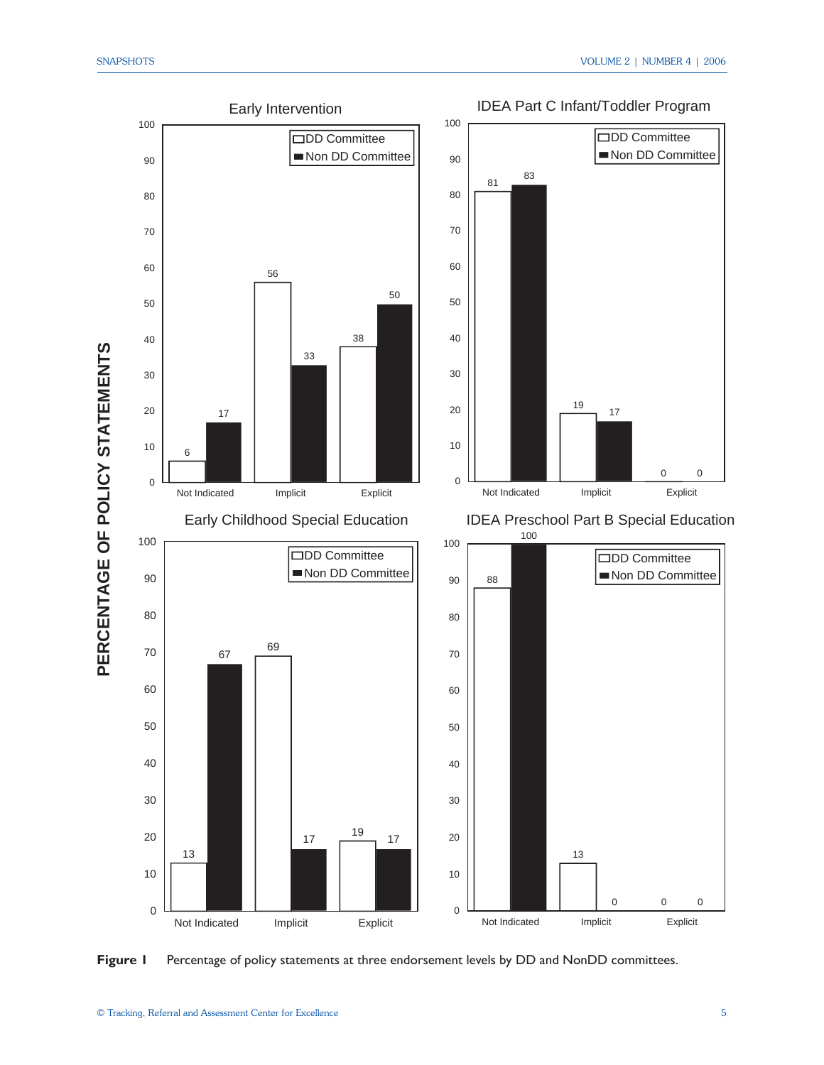Figure 1 Percentage of policy statements at three endorsement levels by DD and NonDD committees.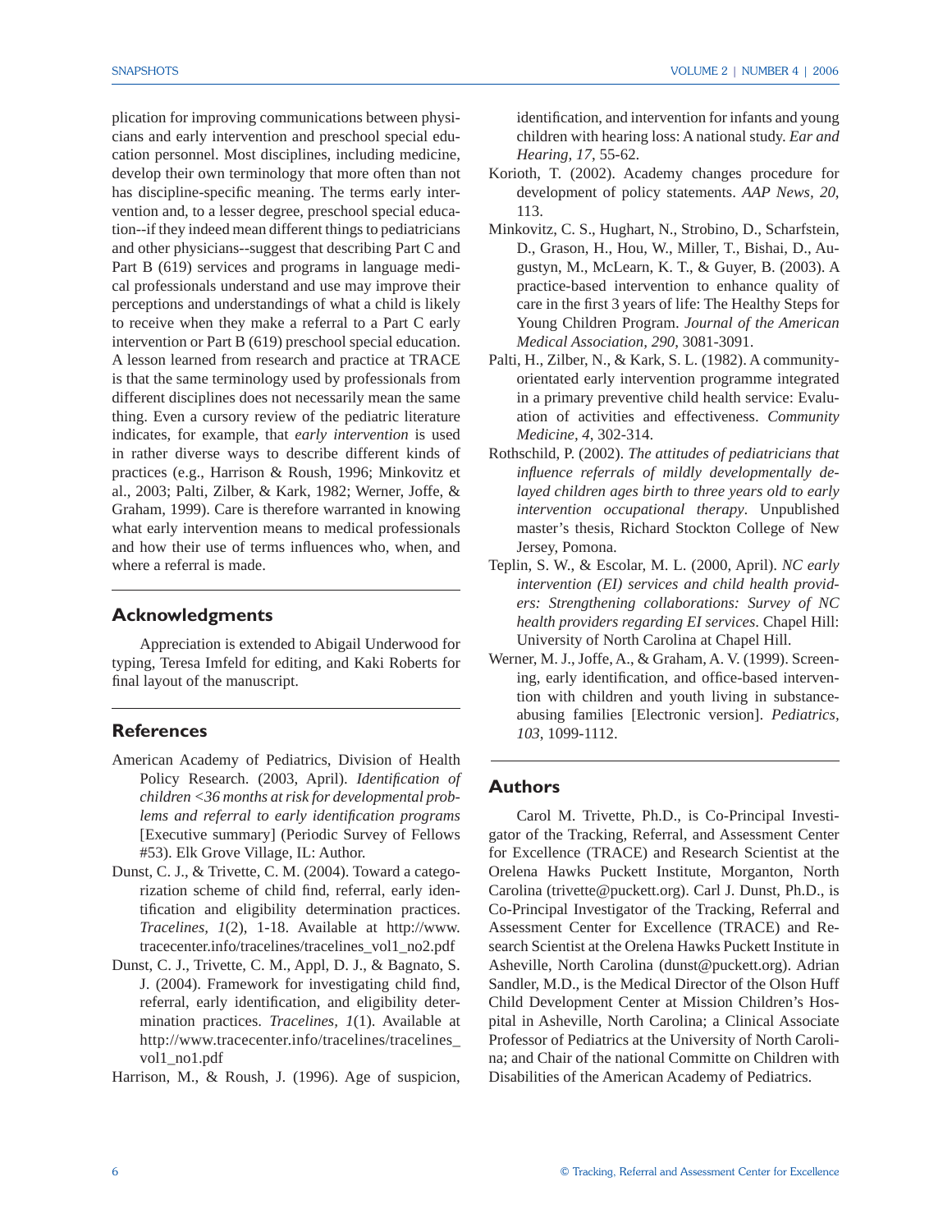plication for improving communications between physicians and early intervention and preschool special education personnel. Most disciplines, including medicine, develop their own terminology that more often than not has discipline-specific meaning. The terms early intervention and, to a lesser degree, preschool special education--if they indeed mean different things to pediatricians and other physicians--suggest that describing Part C and Part B (619) services and programs in language medical professionals understand and use may improve their perceptions and understandings of what a child is likely to receive when they make a referral to a Part C early intervention or Part B (619) preschool special education. A lesson learned from research and practice at TRACE is that the same terminology used by professionals from different disciplines does not necessarily mean the same thing. Even a cursory review of the pediatric literature indicates, for example, that *early intervention* is used in rather diverse ways to describe different kinds of practices (e.g., Harrison & Roush, 1996; Minkovitz et al., 2003; Palti, Zilber, & Kark, 1982; Werner, Joffe, & Graham, 1999). Care is therefore warranted in knowing what early intervention means to medical professionals and how their use of terms influences who, when, and where a referral is made.

## Acknowledgments

Appreciation is extended to Abigail Underwood for typing, Teresa Imfeld for editing, and Kaki Roberts for final layout of the manuscript.

## References

American Academy of Pediatrics, Division of Health Policy Research. (2003, April). *Identification of children <36 months at risk for developmental problems and referral to early identification programs* [Executive summary] (Periodic Survey of Fellows #53). Elk Grove Village, IL: Author.

Dunst, C. J., & Trivette, C. M. (2004). Toward a categorization scheme of child find, referral, early identification and eligibility determination practices. *Tracelines, 1*(2), 1-18. Available at http://www.tracecenter.info/tracelines/tracelines_vol1_no2.pdf

Dunst, C. J., Trivette, C. M., Appl, D. J., & Bagnato, S. J. (2004). Framework for investigating child find, referral, early identification, and eligibility determination practices. *Tracelines, 1*(1). Available at http://www.tracecenter.info/tracelines/tracelines_vol1_no1.pdf

Harrison, M., & Roush, J. (1996). Age of suspicion, identification, and intervention for infants and young children with hearing loss: A national study. *Ear and Hearing, 17*, 55-62.

Korioth, T. (2002). Academy changes procedure for development of policy statements. *AAP News, 20*, 113.

Minkovitz, C. S., Hughart, N., Strobino, D., Scharfstein, D., Grason, H., Hou, W., Miller, T., Bishai, D., Augustyn, M., McLearn, K. T., & Guyer, B. (2003). A practice-based intervention to enhance quality of care in the first 3 years of life: The Healthy Steps for Young Children Program. *Journal of the American Medical Association, 290*, 3081-3091.

Palti, H., Zilber, N., & Kark, S. L. (1982). A community-orientated early intervention programme integrated in a primary preventive child health service: Evaluation of activities and effectiveness. *Community Medicine, 4*, 302-314.

Rothschild, P. (2002). *The attitudes of pediatricians that influence referrals of mildly developmentally delayed children ages birth to three years old to early intervention occupational therapy*. Unpublished master's thesis, Richard Stockton College of New Jersey, Pomona.

Teplin, S. W., & Escolar, M. L. (2000, April). *NC early intervention (EI) services and child health providers: Strengthening collaborations: Survey of NC health providers regarding EI services*. Chapel Hill: University of North Carolina at Chapel Hill.

Werner, M. J., Joffe, A., & Graham, A. V. (1999). Screening, early identification, and office-based intervention with children and youth living in substance-abusing families [Electronic version]. *Pediatrics, 103*, 1099-1112.

## Authors

Carol M. Trivette, Ph.D., is Co-Principal Investigator of the Tracking, Referral, and Assessment Center for Excellence (TRACE) and Research Scientist at the Orelena Hawks Puckett Institute, Morganton, North Carolina (trivette@puckett.org). Carl J. Dunst, Ph.D., is Co-Principal Investigator of the Tracking, Referral and Assessment Center for Excellence (TRACE) and Research Scientist at the Orelena Hawks Puckett Institute in Asheville, North Carolina (dunst@puckett.org). Adrian Sandler, M.D., is the Medical Director of the Olson Huff Child Development Center at Mission Children's Hospital in Asheville, North Carolina; a Clinical Associate Professor of Pediatrics at the University of North Carolina; and Chair of the national Committe on Children with Disabilities of the American Academy of Pediatrics.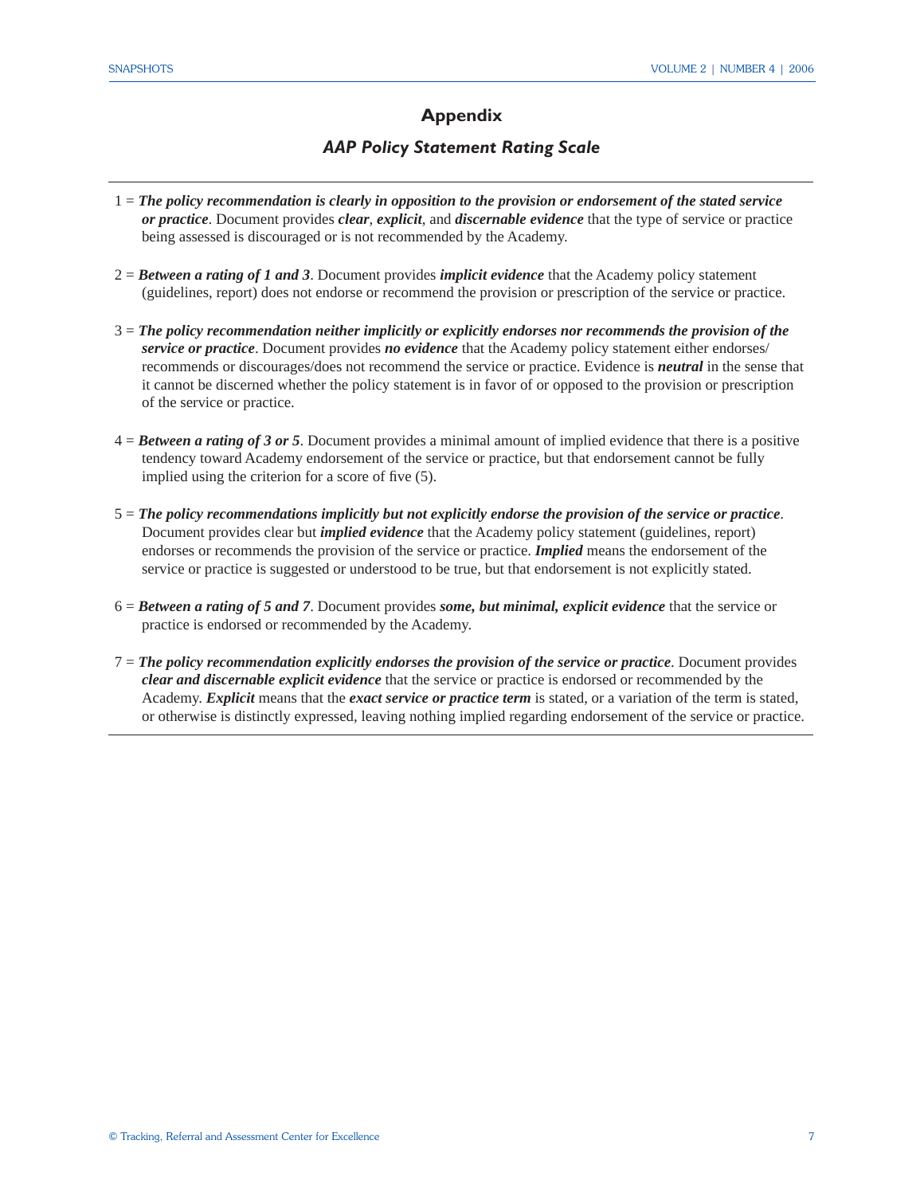## Appendix

### *AAP Policy Statement Rating Scale*

1 = ***The policy recommendation is clearly in opposition to the provision or endorsement of the stated service or practice***. Document provides ***clear***, ***explicit***, and ***discernable evidence*** that the type of service or practice being assessed is discouraged or is not recommended by the Academy.

2 = ***Between a rating of 1 and 3***. Document provides ***implicit evidence*** that the Academy policy statement (guidelines, report) does not endorse or recommend the provision or prescription of the service or practice.

3 = ***The policy recommendation neither implicitly or explicitly endorses nor recommends the provision of the service or practice***. Document provides ***no evidence*** that the Academy policy statement either endorses/recommends or discourages/does not recommend the service or practice. Evidence is ***neutral*** in the sense that it cannot be discerned whether the policy statement is in favor of or opposed to the provision or prescription of the service or practice.

4 = ***Between a rating of 3 or 5***. Document provides a minimal amount of implied evidence that there is a positive tendency toward Academy endorsement of the service or practice, but that endorsement cannot be fully implied using the criterion for a score of five (5).

5 = ***The policy recommendations implicitly but not explicitly endorse the provision of the service or practice***. Document provides clear but ***implied evidence*** that the Academy policy statement (guidelines, report) endorses or recommends the provision of the service or practice. ***Implied*** means the endorsement of the service or practice is suggested or understood to be true, but that endorsement is not explicitly stated.

6 = ***Between a rating of 5 and 7***. Document provides ***some, but minimal, explicit evidence*** that the service or practice is endorsed or recommended by the Academy.

7 = ***The policy recommendation explicitly endorses the provision of the service or practice***. Document provides ***clear and discernable explicit evidence*** that the service or practice is endorsed or recommended by the Academy. ***Explicit*** means that the ***exact service or practice term*** is stated, or a variation of the term is stated, or otherwise is distinctly expressed, leaving nothing implied regarding endorsement of the service or practice.